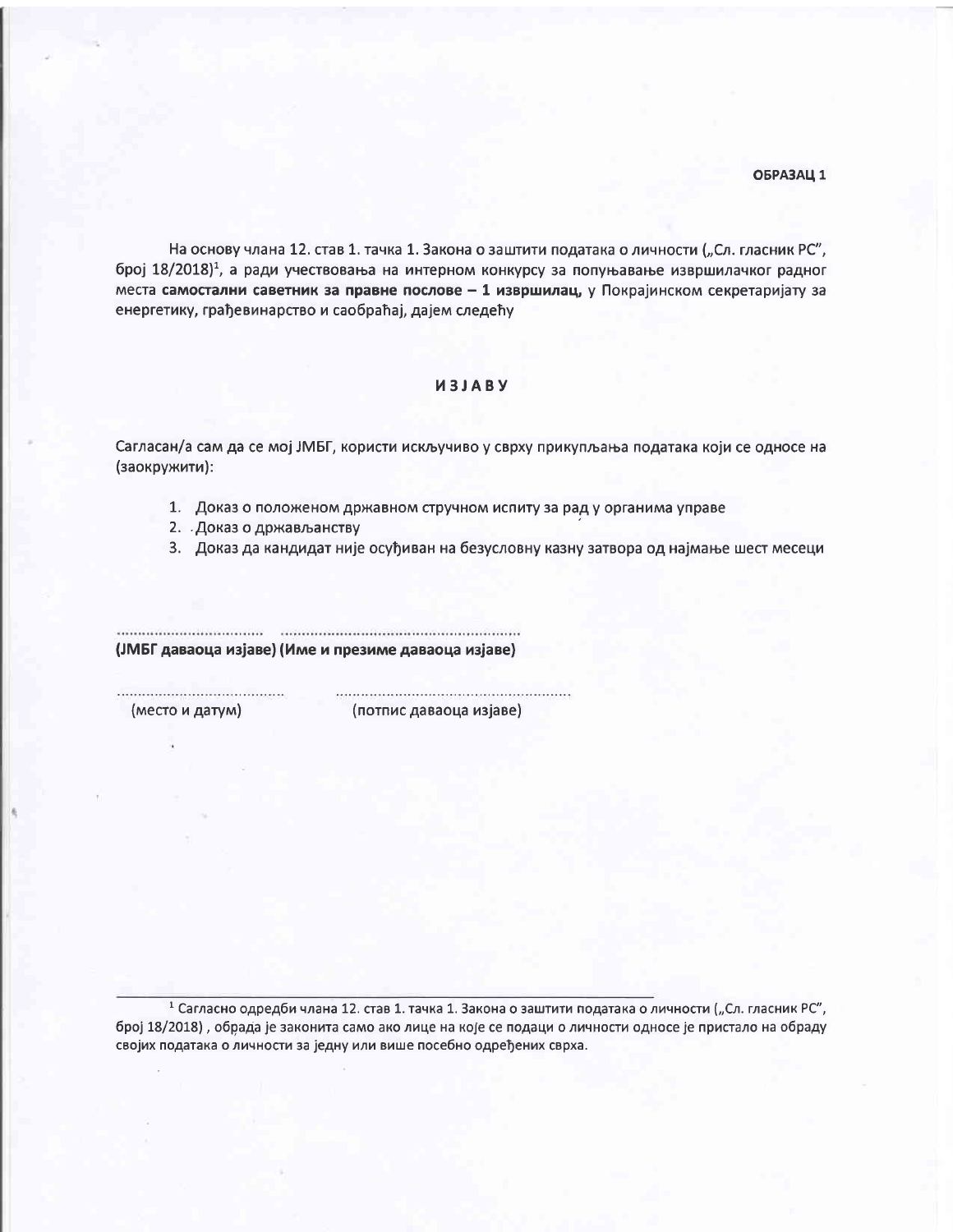**ОБРАЗАЦ 1**

На основу члана 12. став 1. тачка 1. Закона о заштити података о личности („Сл. гласник РС", број 18/2018)[1], а ради учествовања на интерном конкурсу за попуњавање извршилачког радног места **самостални саветник за правне послове – 1 извршилац,** у Покрајинском секретаријату за енергетику, грађевинарство и саобраћај, дајем следећу

## ИЗЈАВУ

Сагласан/а сам да се мој ЈМБГ, користи искључиво у сврху прикупљања података који се односе на (заокружити):

1. Доказ о положеном државном стручном испиту за рад у органима управе
2. Доказ о држављанству
3. Доказ да кандидат није осуђиван на безусловну казну затвора од најмање шест месеци

.................................. ........................................................
**(ЈМБГ даваоца изјаве) (Име и презиме даваоца изјаве)**

...................................... ......................................................
(место и датум) (потпис даваоца изјаве)

---

[1] Сагласно одредби члана 12. став 1. тачка 1. Закона о заштити података о личности („Сл. гласник РС", број 18/2018) , обрада је законита само ако лице на које се подаци о личности односе је пристало на обраду својих података о личности за једну или више посебно одређених сврха.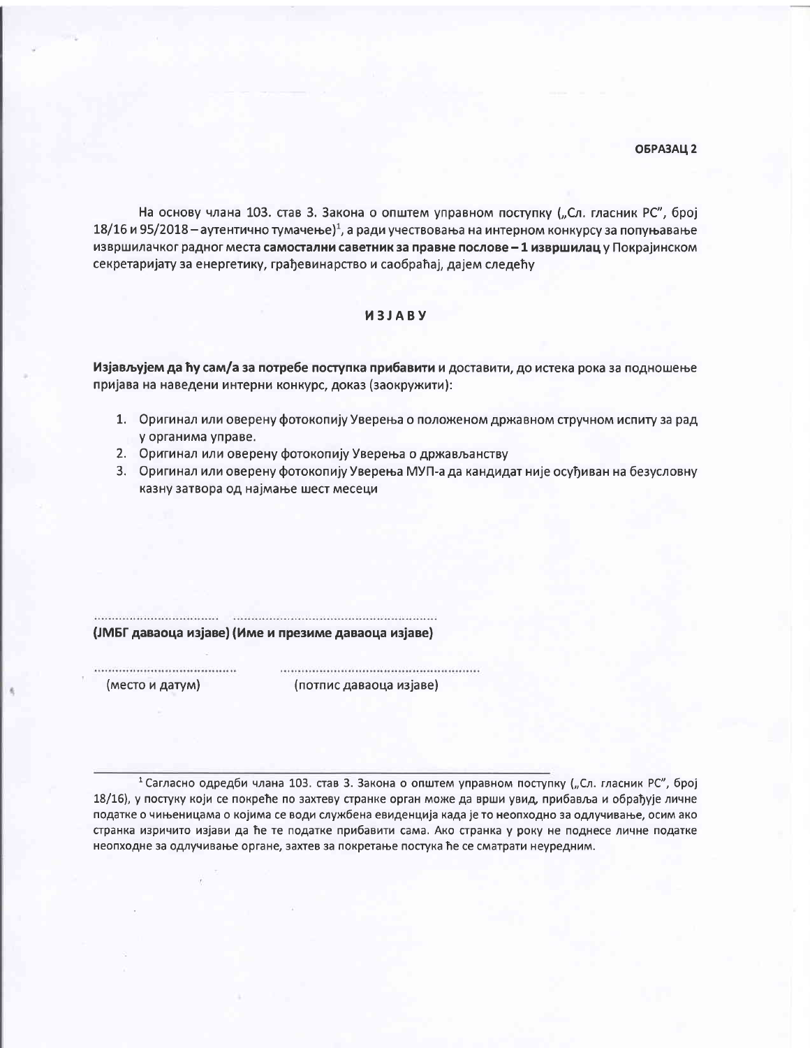**ОБРАЗАЦ 2**

На основу члана 103. став 3. Закона о општем управном поступку („Сл. гласник РС", број 18/16 и 95/2018 – аутентично тумачење)[1], а ради учествовања на интерном конкурсу за попуњавање извршилачког радног места **самостални саветник за правне послове – 1 извршилац** у Покрајинском секретаријату за енергетику, грађевинарство и саобраћај, дајем следећу

## ИЗЈАВУ

**Изјављујем да ћу сам/а за потребе поступка прибавити** и доставити, до истека рока за подношење пријава на наведени интерни конкурс, доказ (заокружити):

1. Оригинал или оверену фотокопију Уверења о положеном државном стручном испиту за рад у органима управе.
2. Оригинал или оверену фотокопију Уверења о држављанству
3. Оригинал или оверену фотокопију Уверења МУП-а да кандидат није осуђиван на безусловну казну затвора од најмање шест месеци

.................................. ..........................................................

**(ЈМБГ даваоца изјаве) (Име и презиме даваоца изјаве)**

.......................................... ..........................................................

(место и датум) (потпис даваоца изјаве)

---

[1] Сагласно одредби члана 103. став 3. Закона о општем управном поступку („Сл. гласник РС", број 18/16), у постуку који се покреће по захтеву странке орган може да врши увид, прибавља и обрађује личне податке о чињеницама о којима се води службена евиденција када је то неопходно за одлучивање, осим ако странка изричито изјави да ће те податке прибавити сама. Ако странка у року не поднесе личне податке неопходне за одлучивање органе, захтев за покретање постука ће се сматрати неуредним.